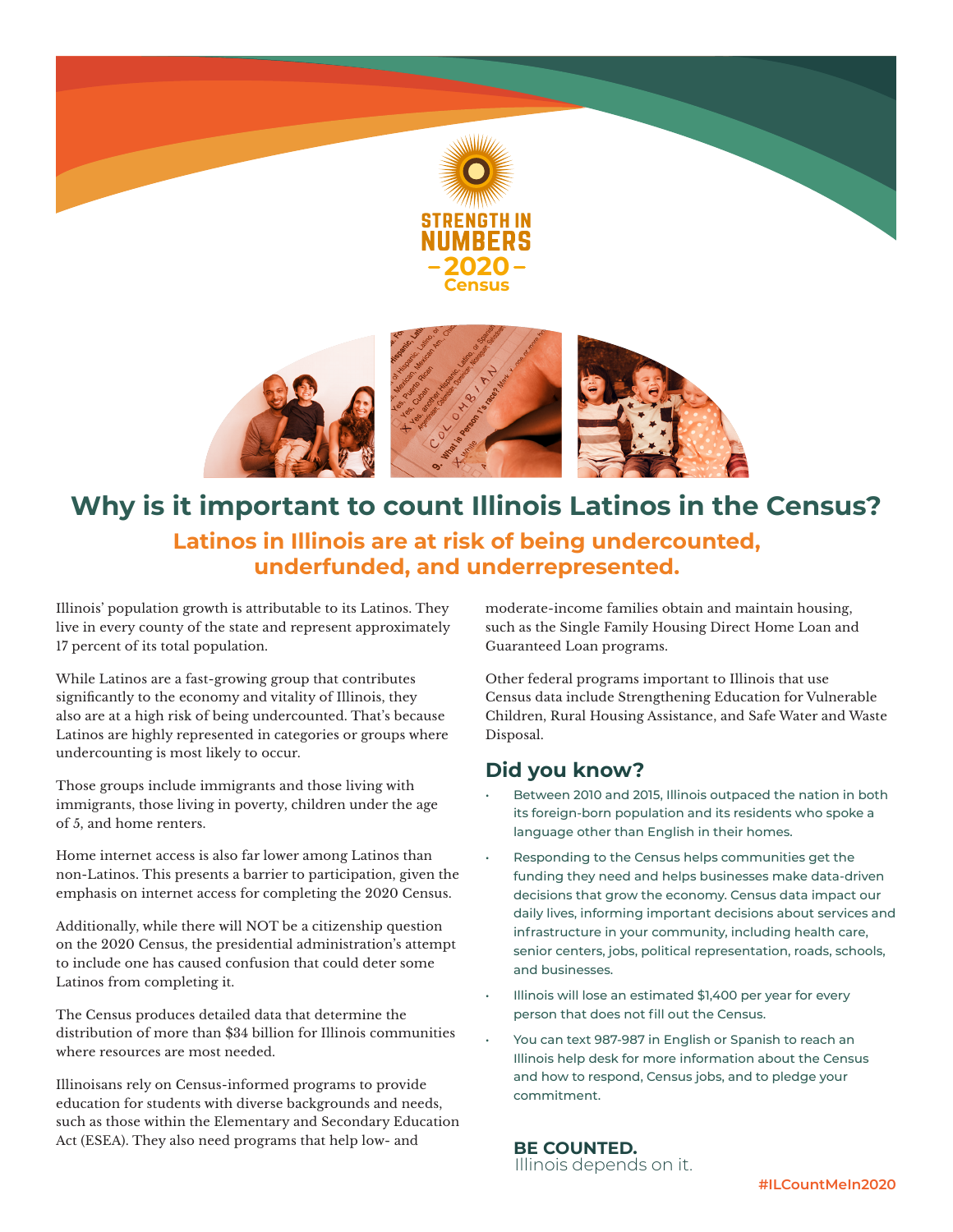STRENGTH IN NUMBERS
– 2020 –
Census

# Why is it important to count Illinois Latinos in the Census?

## Latinos in Illinois are at risk of being undercounted, underfunded, and underrepresented.

Illinois' population growth is attributable to its Latinos. They live in every county of the state and represent approximately 17 percent of its total population.

While Latinos are a fast-growing group that contributes significantly to the economy and vitality of Illinois, they also are at a high risk of being undercounted. That's because Latinos are highly represented in categories or groups where undercounting is most likely to occur.

Those groups include immigrants and those living with immigrants, those living in poverty, children under the age of 5, and home renters.

Home internet access is also far lower among Latinos than non-Latinos. This presents a barrier to participation, given the emphasis on internet access for completing the 2020 Census.

Additionally, while there will NOT be a citizenship question on the 2020 Census, the presidential administration's attempt to include one has caused confusion that could deter some Latinos from completing it.

The Census produces detailed data that determine the distribution of more than $34 billion for Illinois communities where resources are most needed.

Illinoisans rely on Census-informed programs to provide education for students with diverse backgrounds and needs, such as those within the Elementary and Secondary Education Act (ESEA). They also need programs that help low- and moderate-income families obtain and maintain housing, such as the Single Family Housing Direct Home Loan and Guaranteed Loan programs.

Other federal programs important to Illinois that use Census data include Strengthening Education for Vulnerable Children, Rural Housing Assistance, and Safe Water and Waste Disposal.

### Did you know?

- Between 2010 and 2015, Illinois outpaced the nation in both its foreign-born population and its residents who spoke a language other than English in their homes.
- Responding to the Census helps communities get the funding they need and helps businesses make data-driven decisions that grow the economy. Census data impact our daily lives, informing important decisions about services and infrastructure in your community, including health care, senior centers, jobs, political representation, roads, schools, and businesses.
- Illinois will lose an estimated $1,400 per year for every person that does not fill out the Census.
- You can text 987-987 in English or Spanish to reach an Illinois help desk for more information about the Census and how to respond, Census jobs, and to pledge your commitment.

**BE COUNTED.**
Illinois depends on it.

#ILCountMeIn2020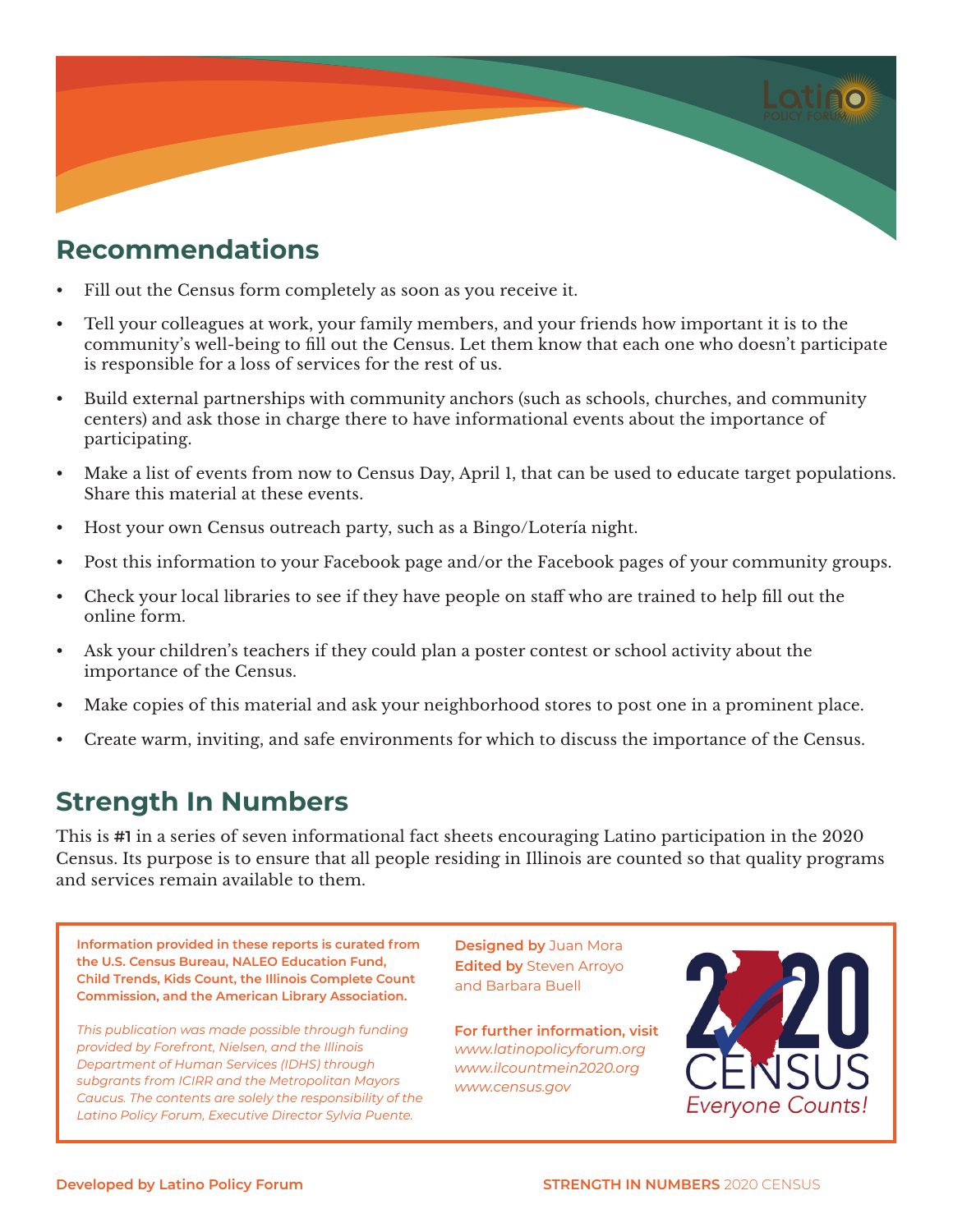## Recommendations

- Fill out the Census form completely as soon as you receive it.
- Tell your colleagues at work, your family members, and your friends how important it is to the community's well-being to fill out the Census. Let them know that each one who doesn't participate is responsible for a loss of services for the rest of us.
- Build external partnerships with community anchors (such as schools, churches, and community centers) and ask those in charge there to have informational events about the importance of participating.
- Make a list of events from now to Census Day, April 1, that can be used to educate target populations. Share this material at these events.
- Host your own Census outreach party, such as a Bingo/Lotería night.
- Post this information to your Facebook page and/or the Facebook pages of your community groups.
- Check your local libraries to see if they have people on staff who are trained to help fill out the online form.
- Ask your children's teachers if they could plan a poster contest or school activity about the importance of the Census.
- Make copies of this material and ask your neighborhood stores to post one in a prominent place.
- Create warm, inviting, and safe environments for which to discuss the importance of the Census.

## Strength In Numbers

This is **#1** in a series of seven informational fact sheets encouraging Latino participation in the 2020 Census. Its purpose is to ensure that all people residing in Illinois are counted so that quality programs and services remain available to them.

**Information provided in these reports is curated from the U.S. Census Bureau, NALEO Education Fund, Child Trends, Kids Count, the Illinois Complete Count Commission, and the American Library Association.**

*This publication was made possible through funding provided by Forefront, Nielsen, and the Illinois Department of Human Services (IDHS) through subgrants from ICIRR and the Metropolitan Mayors Caucus. The contents are solely the responsibility of the Latino Policy Forum, Executive Director Sylvia Puente.*

**Designed by** Juan Mora
**Edited by** Steven Arroyo and Barbara Buell

**For further information, visit**
*www.latinopolicyforum.org*
*www.ilcountmein2020.org*
*www.census.gov*

2020 CENSUS
*Everyone Counts!*

**Developed by Latino Policy Forum**